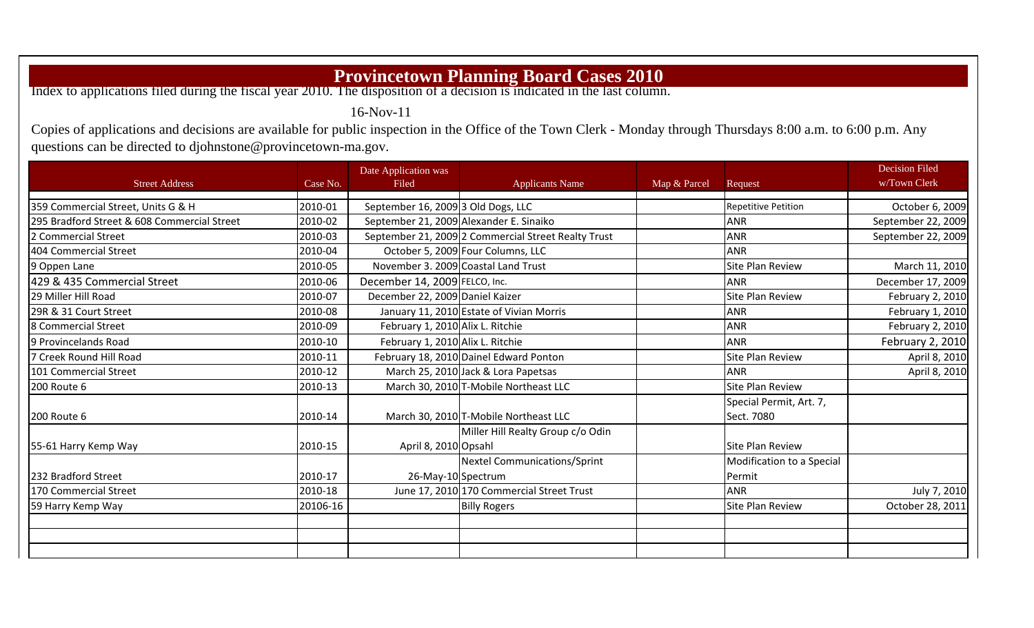# Provincetown Planning Board Cases 2010

Index to applications filed during the fiscal year 2010. The disposition of a decision is indicated in the last column.

16-Nov-11

Copies of applications and decisions are available for public inspection in the Office of the Town Clerk - Monday through Thursdays 8:00 a.m. to 6:00 p.m. Any questions can be directed to djohnstone@provincetown-ma.gov.

| Street Address | Case No. | Date Application was Filed | Applicants Name | Map & Parcel | Request | Decision Filed w/Town Clerk |
|---|---|---|---|---|---|---|
| 359 Commercial Street, Units G & H | 2010-01 | September 16, 2009 | 3 Old Dogs, LLC | | Repetitive Petition | October 6, 2009 |
| 295 Bradford Street & 608 Commercial Street | 2010-02 | September 21, 2009 | Alexander E. Sinaiko | | ANR | September 22, 2009 |
| 2 Commercial Street | 2010-03 | September 21, 2009 | 2 Commercial Street Realty Trust | | ANR | September 22, 2009 |
| 404 Commercial Street | 2010-04 | October 5, 2009 | Four Columns, LLC | | ANR | |
| 9 Oppen Lane | 2010-05 | November 3. 2009 | Coastal Land Trust | | Site Plan Review | March 11, 2010 |
| 429 & 435 Commercial Street | 2010-06 | December 14, 2009 | FELCO, Inc. | | ANR | December 17, 2009 |
| 29 Miller Hill Road | 2010-07 | December 22, 2009 | Daniel Kaizer | | Site Plan Review | February 2, 2010 |
| 29R & 31 Court Street | 2010-08 | January 11, 2010 | Estate of Vivian Morris | | ANR | February 1, 2010 |
| 8 Commercial Street | 2010-09 | February 1, 2010 | Alix L. Ritchie | | ANR | February 2, 2010 |
| 9 Provincelands Road | 2010-10 | February 1, 2010 | Alix L. Ritchie | | ANR | February 2, 2010 |
| 7 Creek Round Hill Road | 2010-11 | February 18, 2010 | Dainel Edward Ponton | | Site Plan Review | April 8, 2010 |
| 101 Commercial Street | 2010-12 | March 25, 2010 | Jack & Lora Papetsas | | ANR | April 8, 2010 |
| 200 Route 6 | 2010-13 | March 30, 2010 | T-Mobile Northeast LLC | | Site Plan Review | |
| 200 Route 6 | 2010-14 | March 30, 2010 | T-Mobile Northeast LLC | | Special Permit, Art. 7, Sect. 7080 | |
| 55-61 Harry Kemp Way | 2010-15 | April 8, 2010 | Miller Hill Realty Group c/o Odin Opsahl | | Site Plan Review | |
| 232 Bradford Street | 2010-17 | 26-May-10 | Nextel Communications/Sprint Spectrum | | Modification to a Special Permit | |
| 170 Commercial Street | 2010-18 | June 17, 2010 | 170 Commercial Street Trust | | ANR | July 7, 2010 |
| 59 Harry Kemp Way | 20106-16 | | Billy Rogers | | Site Plan Review | October 28, 2011 |
| | | | | | | |
| | | | | | | |
| | | | | | | |